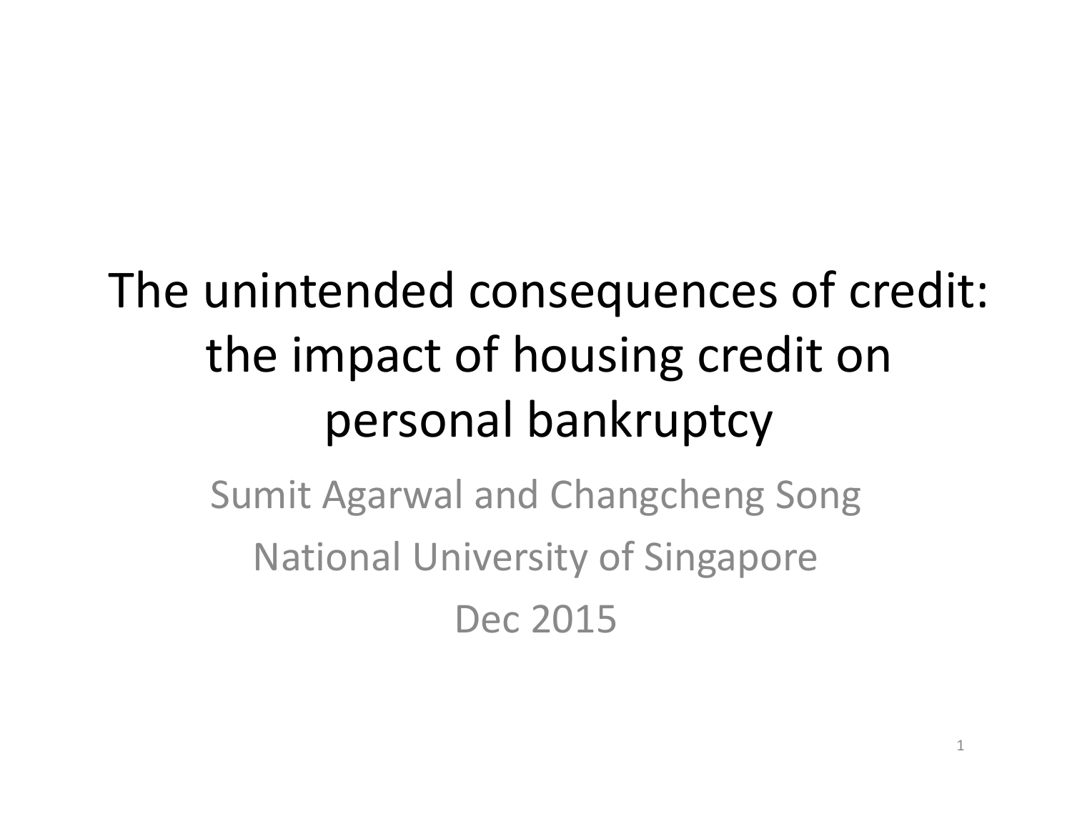# The unintended consequences of credit: the impact of housing credit on personal bankruptcy

Sumit Agarwal and Changcheng Song

National University of Singapore

Dec 2015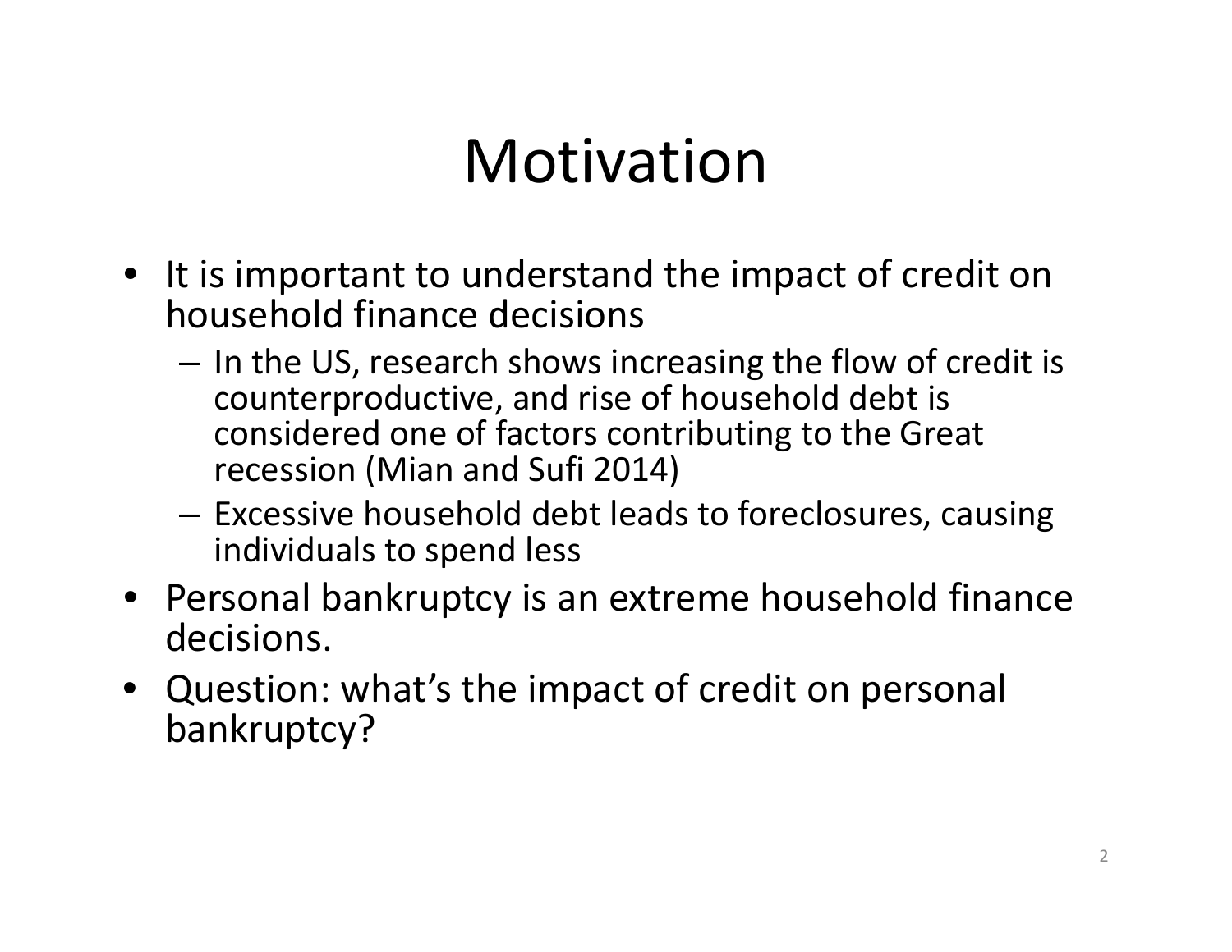# Motivation

- It is important to understand the impact of credit on household finance decisions
  - In the US, research shows increasing the flow of credit is counterproductive, and rise of household debt is considered one of factors contributing to the Great recession (Mian and Sufi 2014)
  - Excessive household debt leads to foreclosures, causing individuals to spend less
- Personal bankruptcy is an extreme household finance decisions.
- Question: what's the impact of credit on personal bankruptcy?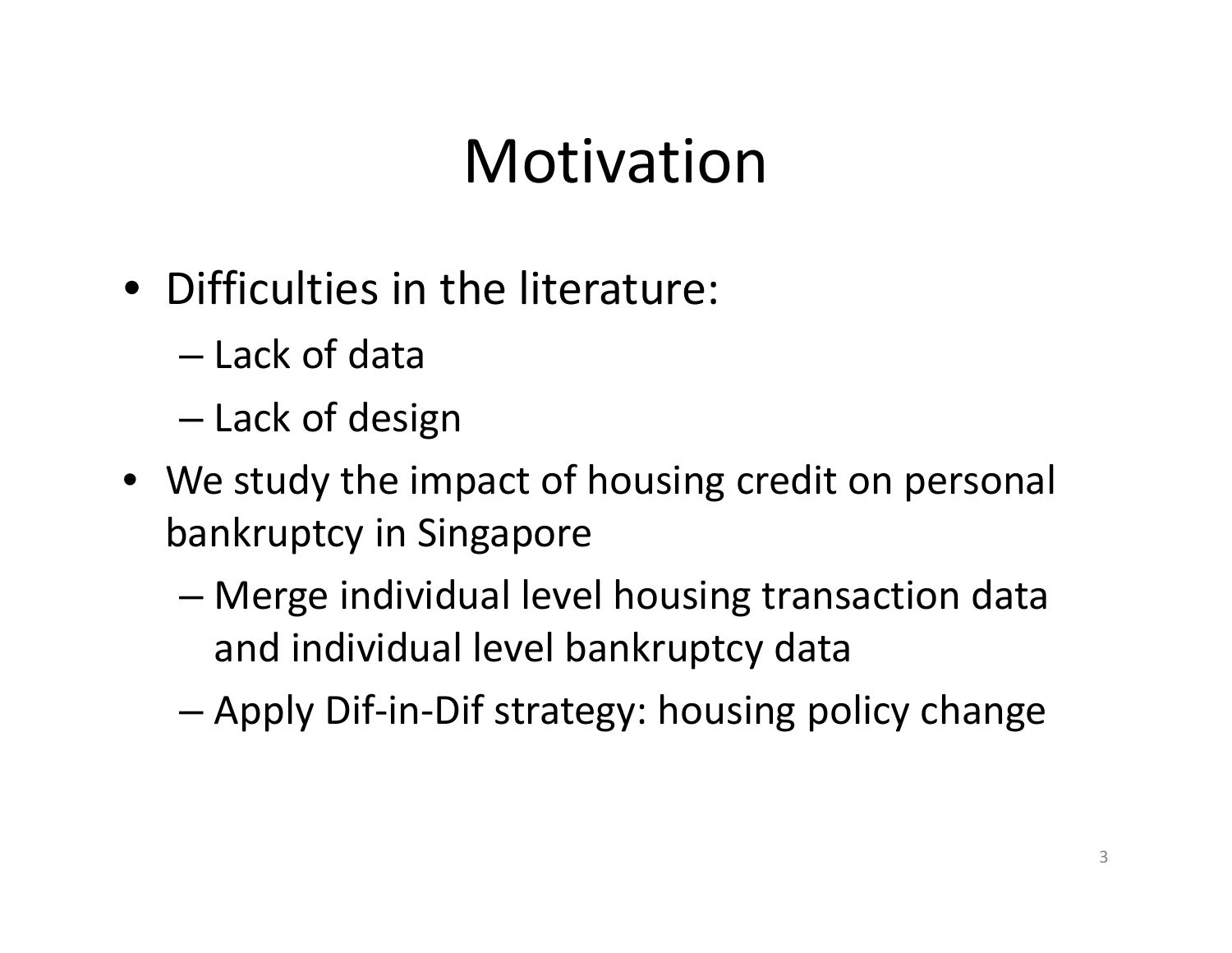# Motivation

- Difficulties in the literature:
  - Lack of data
  - Lack of design
- We study the impact of housing credit on personal bankruptcy in Singapore
  - Merge individual level housing transaction data and individual level bankruptcy data
  - Apply Dif-in-Dif strategy: housing policy change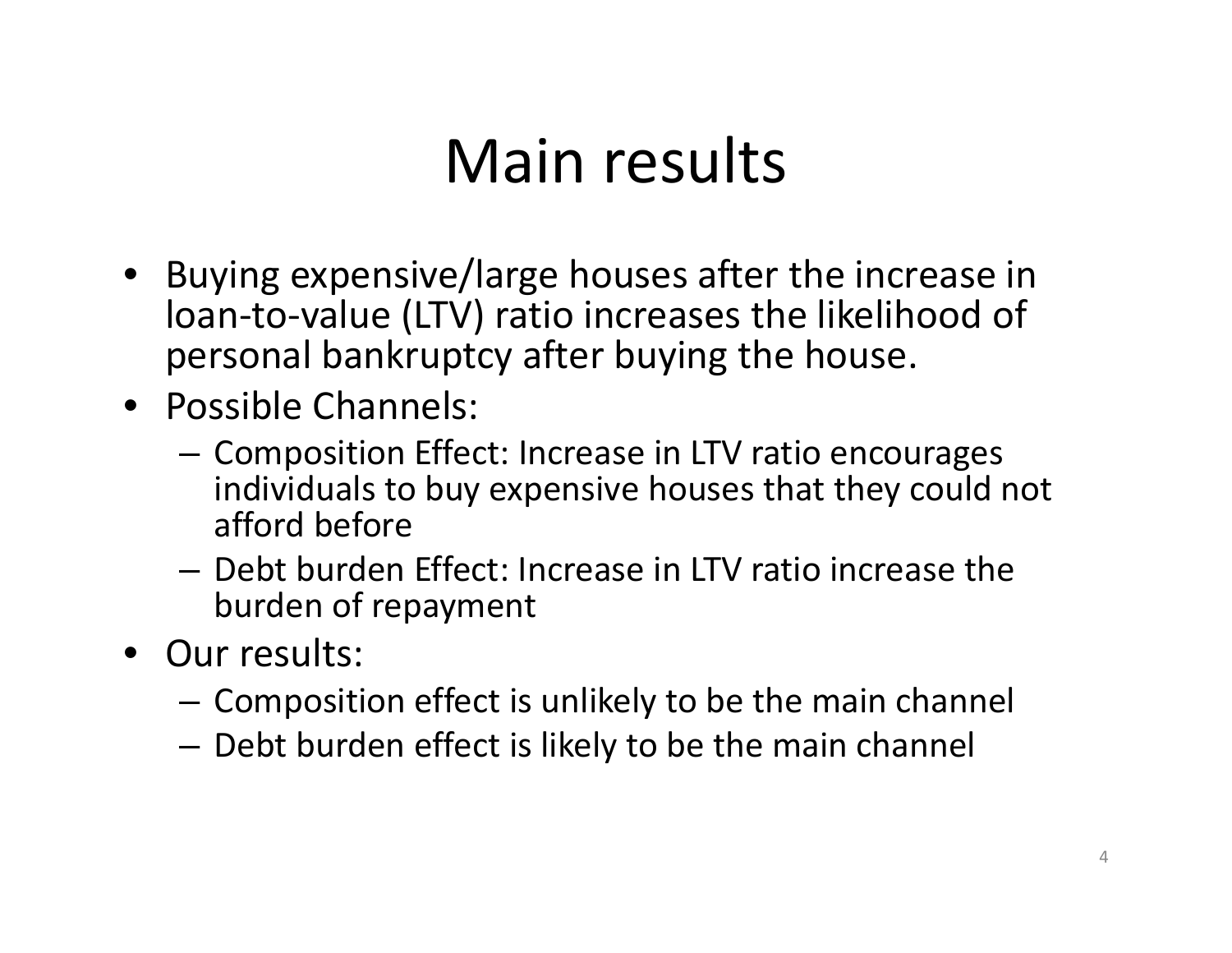# Main results

- Buying expensive/large houses after the increase in loan-to-value (LTV) ratio increases the likelihood of personal bankruptcy after buying the house.
- Possible Channels:
  - Composition Effect: Increase in LTV ratio encourages individuals to buy expensive houses that they could not afford before
  - Debt burden Effect: Increase in LTV ratio increase the burden of repayment
- Our results:
  - Composition effect is unlikely to be the main channel
  - Debt burden effect is likely to be the main channel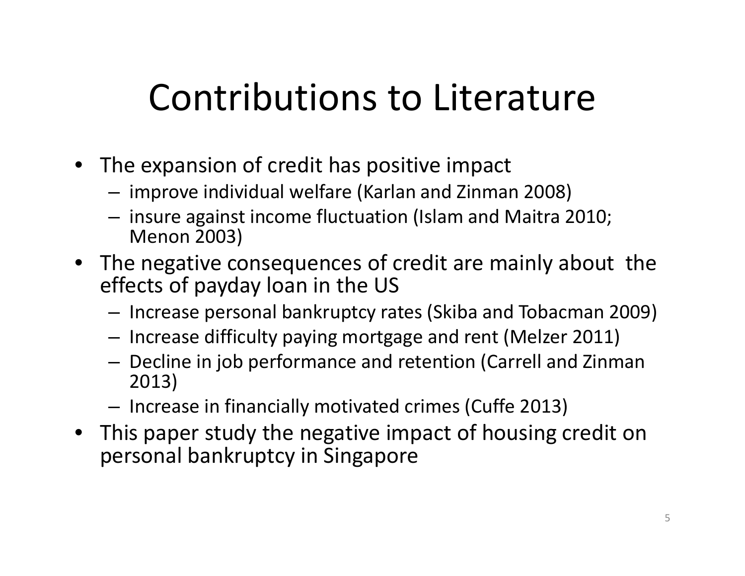# Contributions to Literature

- The expansion of credit has positive impact
  - improve individual welfare (Karlan and Zinman 2008)
  - insure against income fluctuation (Islam and Maitra 2010; Menon 2003)
- The negative consequences of credit are mainly about the effects of payday loan in the US
  - Increase personal bankruptcy rates (Skiba and Tobacman 2009)
  - Increase difficulty paying mortgage and rent (Melzer 2011)
  - Decline in job performance and retention (Carrell and Zinman 2013)
  - Increase in financially motivated crimes (Cuffe 2013)
- This paper study the negative impact of housing credit on personal bankruptcy in Singapore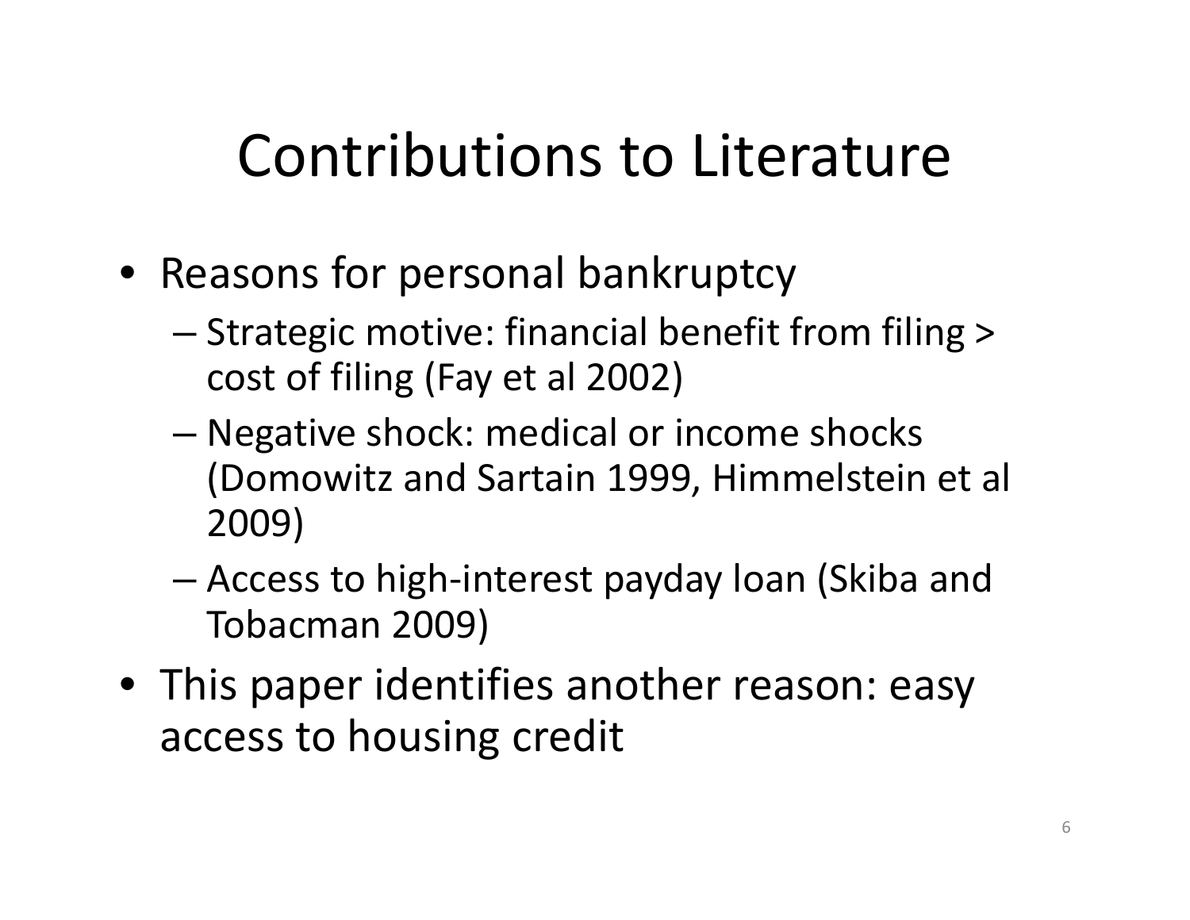# Contributions to Literature

- Reasons for personal bankruptcy
  - Strategic motive: financial benefit from filing > cost of filing (Fay et al 2002)
  - Negative shock: medical or income shocks (Domowitz and Sartain 1999, Himmelstein et al 2009)
  - Access to high-interest payday loan (Skiba and Tobacman 2009)
- This paper identifies another reason: easy access to housing credit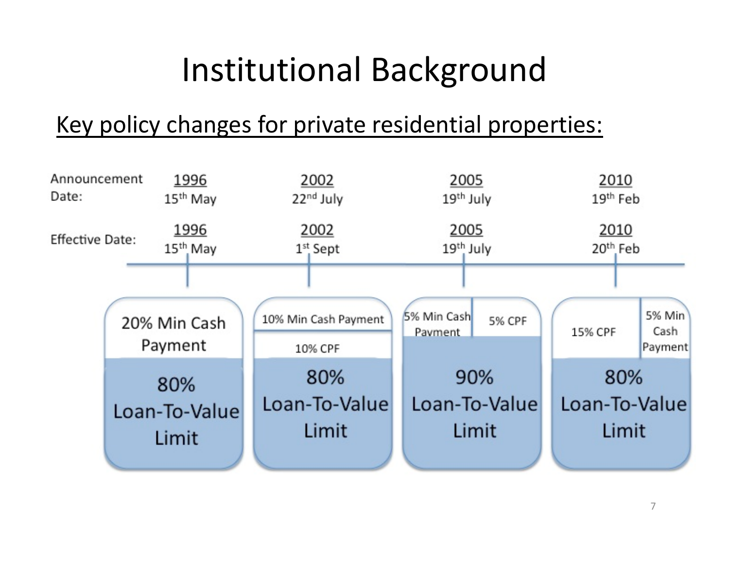# Institutional Background

Key policy changes for private residential properties:

| | 1996 | 2002 | 2005 | 2010 |
|---|---|---|---|---|
| Announcement Date: | 15th May | 22nd July | 19th July | 19th Feb |
| Effective Date: | 15th May | 1st Sept | 19th July | 20th Feb |
| | 20% Min Cash Payment | 10% Min Cash Payment; 10% CPF | 5% Min Cash Payment; 5% CPF | 15% CPF; 5% Min Cash Payment |
| | 80% Loan-To-Value Limit | 80% Loan-To-Value Limit | 90% Loan-To-Value Limit | 80% Loan-To-Value Limit |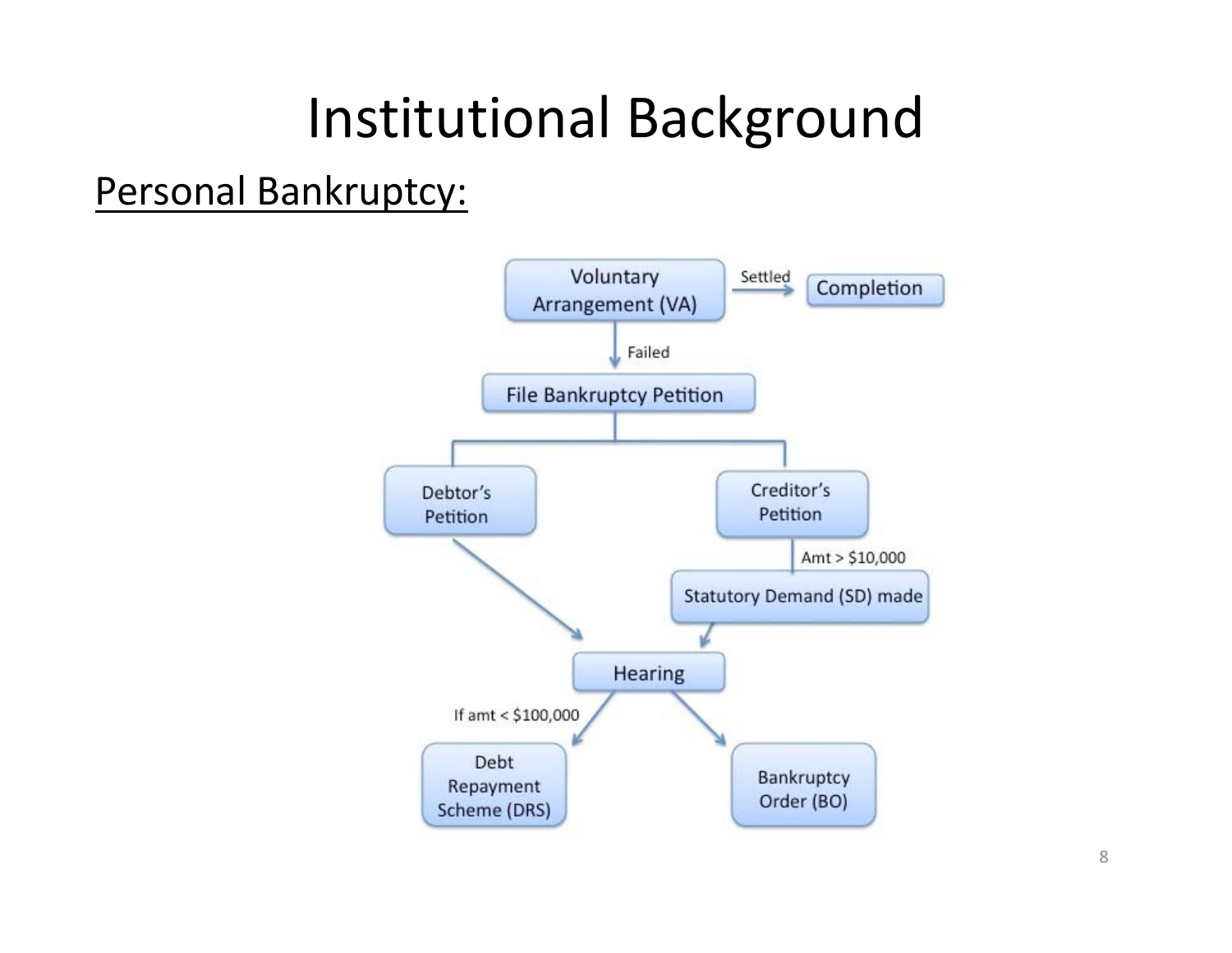# Institutional Background

Personal Bankruptcy:

Voluntary Arrangement (VA) → Settled → Completion

Voluntary Arrangement (VA) → Failed → File Bankruptcy Petition

File Bankruptcy Petition → Debtor's Petition → Hearing

File Bankruptcy Petition → Creditor's Petition → Amt > $10,000 → Statutory Demand (SD) made → Hearing

Hearing → If amt < $100,000 → Debt Repayment Scheme (DRS)

Hearing → Bankruptcy Order (BO)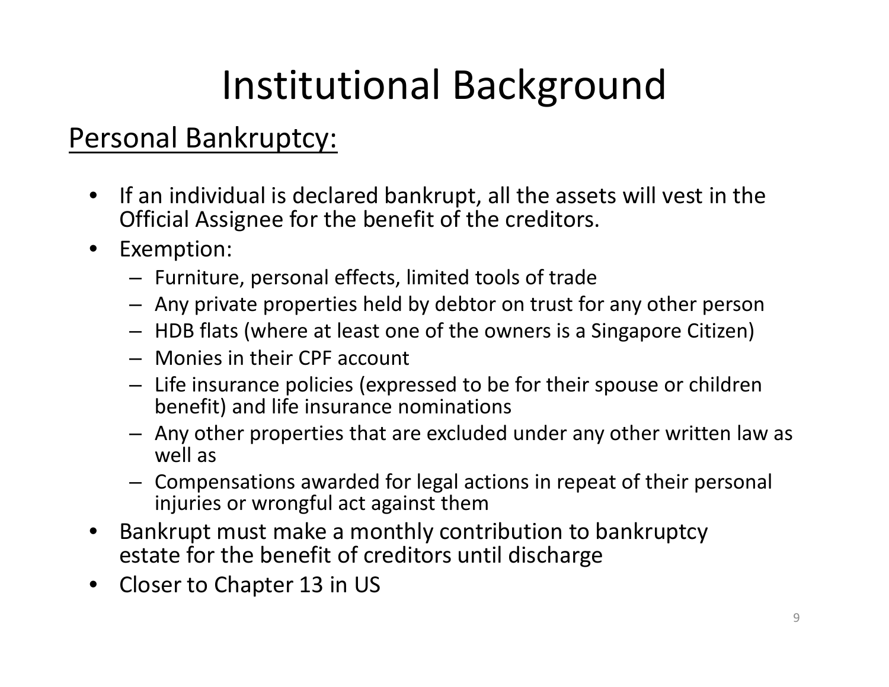# Institutional Background

## Personal Bankruptcy:

- If an individual is declared bankrupt, all the assets will vest in the Official Assignee for the benefit of the creditors.
- Exemption:
  - Furniture, personal effects, limited tools of trade
  - Any private properties held by debtor on trust for any other person
  - HDB flats (where at least one of the owners is a Singapore Citizen)
  - Monies in their CPF account
  - Life insurance policies (expressed to be for their spouse or children benefit) and life insurance nominations
  - Any other properties that are excluded under any other written law as well as
  - Compensations awarded for legal actions in repeat of their personal injuries or wrongful act against them
- Bankrupt must make a monthly contribution to bankruptcy estate for the benefit of creditors until discharge
- Closer to Chapter 13 in US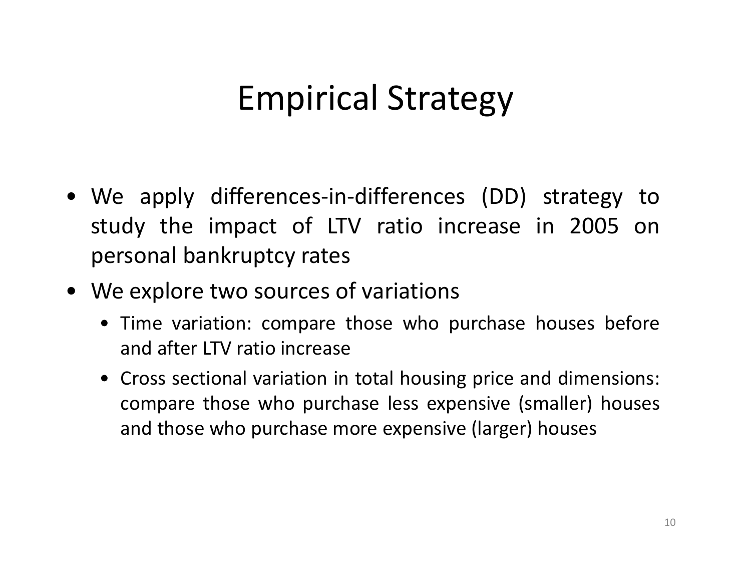# Empirical Strategy

- We apply differences-in-differences (DD) strategy to study the impact of LTV ratio increase in 2005 on personal bankruptcy rates
- We explore two sources of variations
  - Time variation: compare those who purchase houses before and after LTV ratio increase
  - Cross sectional variation in total housing price and dimensions: compare those who purchase less expensive (smaller) houses and those who purchase more expensive (larger) houses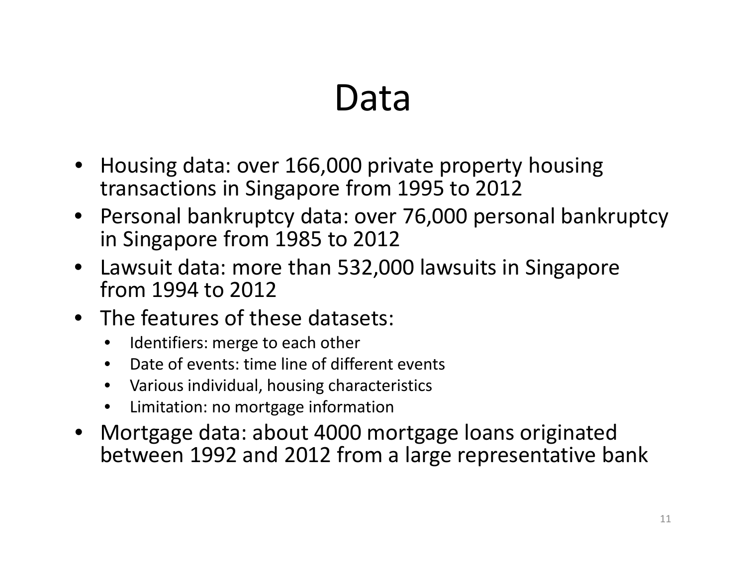# Data

- Housing data: over 166,000 private property housing transactions in Singapore from 1995 to 2012
- Personal bankruptcy data: over 76,000 personal bankruptcy in Singapore from 1985 to 2012
- Lawsuit data: more than 532,000 lawsuits in Singapore from 1994 to 2012
- The features of these datasets:
  - Identifiers: merge to each other
  - Date of events: time line of different events
  - Various individual, housing characteristics
  - Limitation: no mortgage information
- Mortgage data: about 4000 mortgage loans originated between 1992 and 2012 from a large representative bank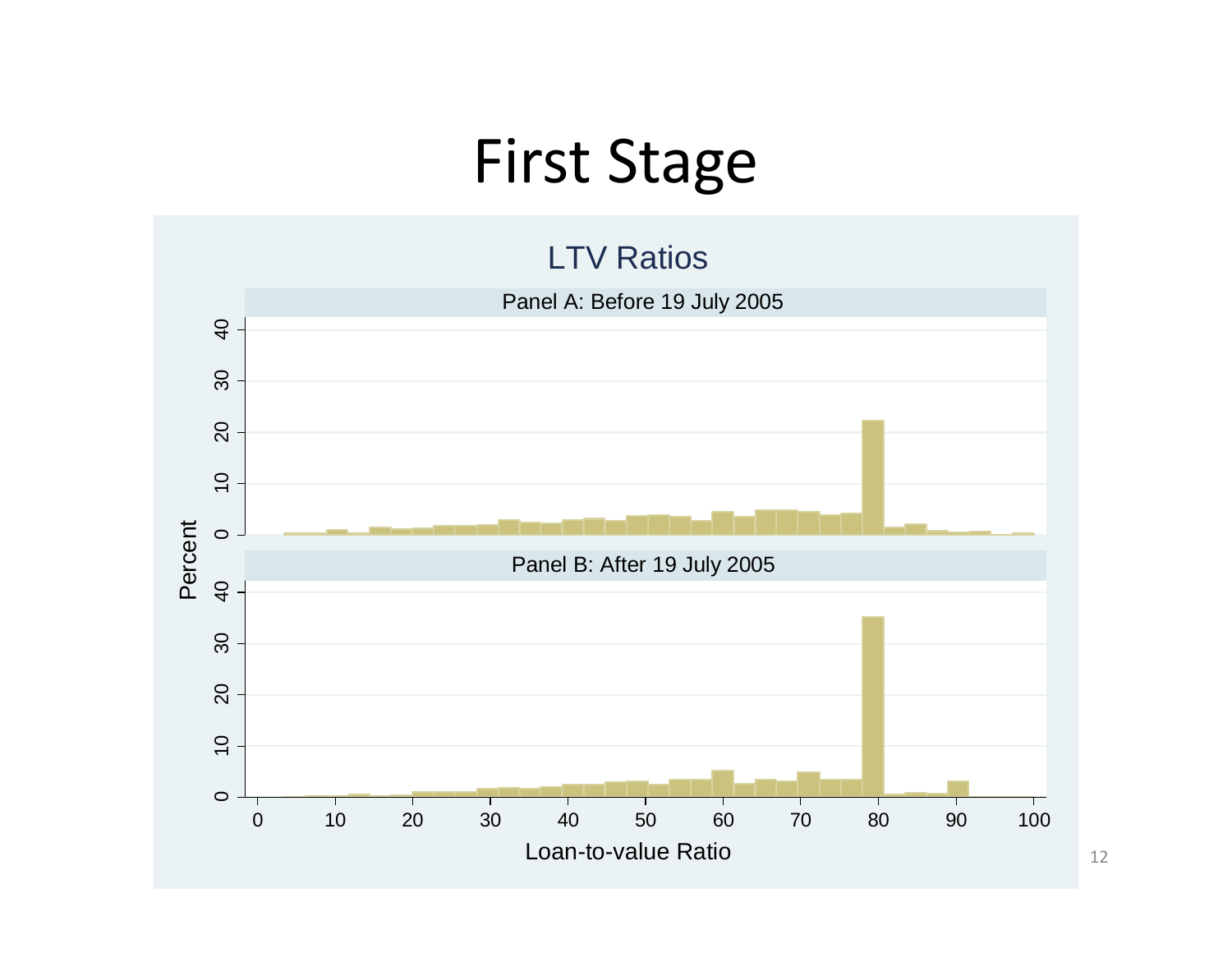# First Stage

LTV Ratios

Panel A: Before 19 July 2005

Panel B: After 19 July 2005

Percent

Loan-to-value Ratio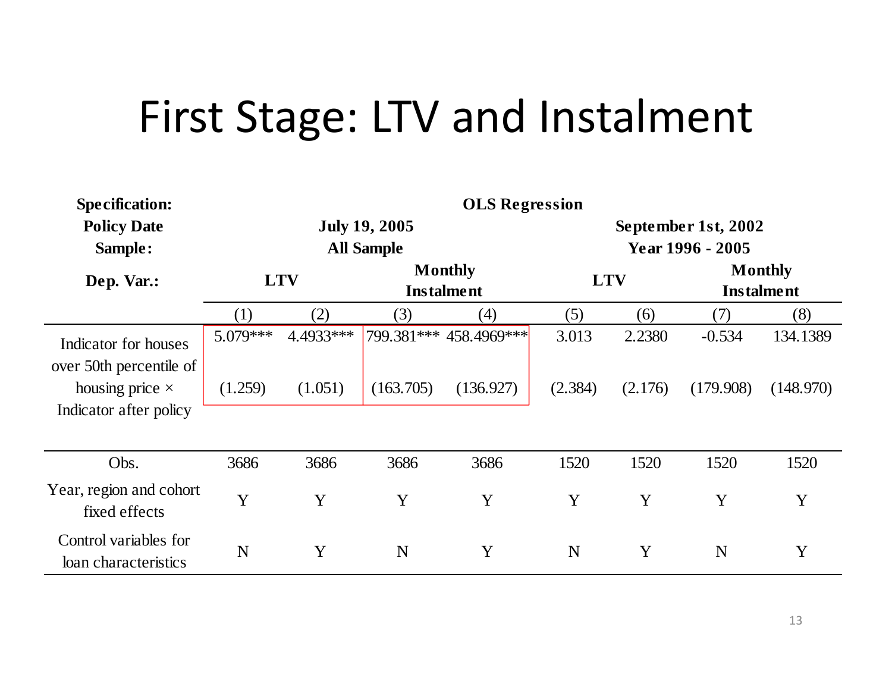# First Stage: LTV and Instalment

| Specification: | OLS Regression | | | | | | | |
|---|---|---|---|---|---|---|---|---|
| Policy Date | July 19, 2005 | | | | September 1st, 2002 | | | |
| Sample: | All Sample | | | | Year 1996 - 2005 | | | |
| Dep. Var.: | LTV | | Monthly Instalment | | LTV | | Monthly Instalment | |
| | (1) | (2) | (3) | (4) | (5) | (6) | (7) | (8) |
| Indicator for houses over 50th percentile of housing price × Indicator after policy | 5.079*** | 4.4933*** | 799.381*** | 458.4969*** | 3.013 | 2.2380 | -0.534 | 134.1389 |
| | (1.259) | (1.051) | (163.705) | (136.927) | (2.384) | (2.176) | (179.908) | (148.970) |
| Obs. | 3686 | 3686 | 3686 | 3686 | 1520 | 1520 | 1520 | 1520 |
| Year, region and cohort fixed effects | Y | Y | Y | Y | Y | Y | Y | Y |
| Control variables for loan characteristics | N | Y | N | Y | N | Y | N | Y |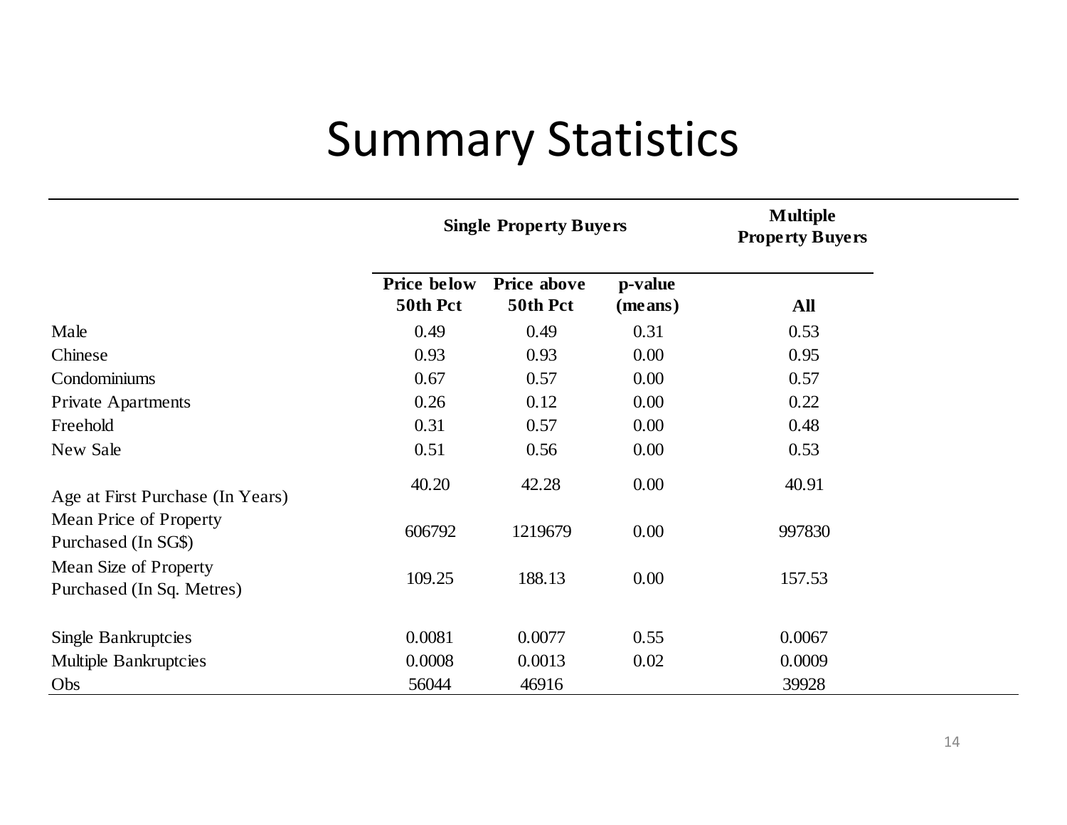# Summary Statistics

| | Single Property Buyers | | | Multiple Property Buyers |
|---|---|---|---|---|
| | **Price below 50th Pct** | **Price above 50th Pct** | **p-value (means)** | **All** |
| Male | 0.49 | 0.49 | 0.31 | 0.53 |
| Chinese | 0.93 | 0.93 | 0.00 | 0.95 |
| Condominiums | 0.67 | 0.57 | 0.00 | 0.57 |
| Private Apartments | 0.26 | 0.12 | 0.00 | 0.22 |
| Freehold | 0.31 | 0.57 | 0.00 | 0.48 |
| New Sale | 0.51 | 0.56 | 0.00 | 0.53 |
| Age at First Purchase (In Years) | 40.20 | 42.28 | 0.00 | 40.91 |
| Mean Price of Property Purchased (In SG$) | 606792 | 1219679 | 0.00 | 997830 |
| Mean Size of Property Purchased (In Sq. Metres) | 109.25 | 188.13 | 0.00 | 157.53 |
| Single Bankruptcies | 0.0081 | 0.0077 | 0.55 | 0.0067 |
| Multiple Bankruptcies | 0.0008 | 0.0013 | 0.02 | 0.0009 |
| Obs | 56044 | 46916 | | 39928 |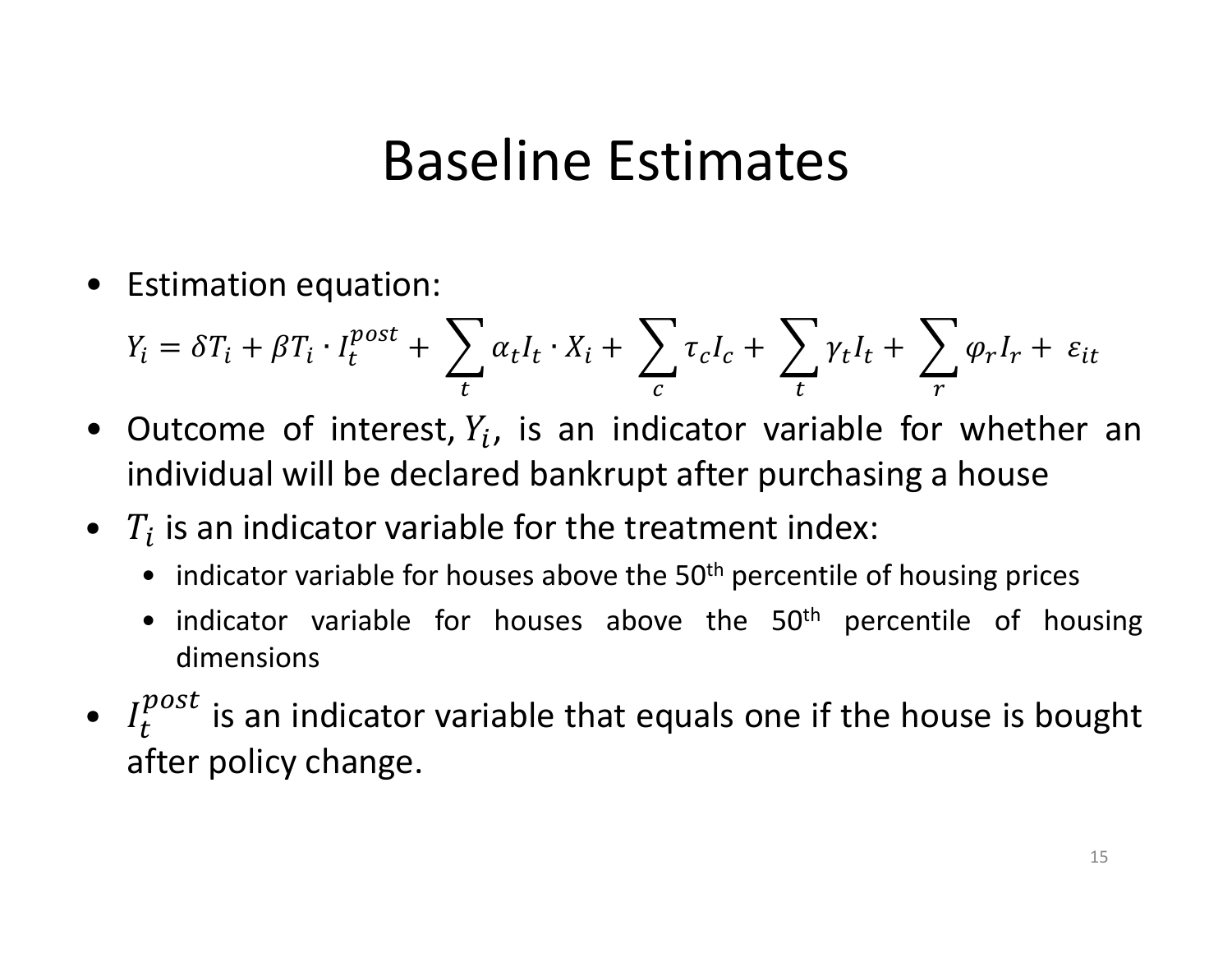# Baseline Estimates

- Estimation equation:

$$Y_i = \delta T_i + \beta T_i \cdot I_t^{post} + \sum_t \alpha_t I_t \cdot X_i + \sum_c \tau_c I_c + \sum_t \gamma_t I_t + \sum_r \varphi_r I_r + \varepsilon_{it}$$

- Outcome of interest, $Y_i$, is an indicator variable for whether an individual will be declared bankrupt after purchasing a house
- $T_i$ is an indicator variable for the treatment index:
  - indicator variable for houses above the 50th percentile of housing prices
  - indicator variable for houses above the 50th percentile of housing dimensions
- $I_t^{post}$ is an indicator variable that equals one if the house is bought after policy change.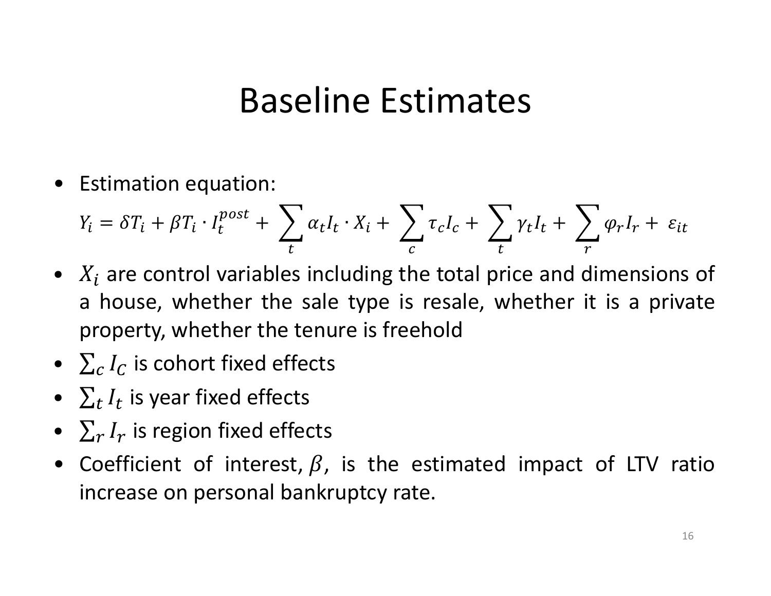# Baseline Estimates

- Estimation equation:

$$Y_i = \delta T_i + \beta T_i \cdot I_t^{post} + \sum_t \alpha_t I_t \cdot X_i + \sum_c \tau_c I_c + \sum_t \gamma_t I_t + \sum_r \varphi_r I_r + \varepsilon_{it}$$

- $X_i$ are control variables including the total price and dimensions of a house, whether the sale type is resale, whether it is a private property, whether the tenure is freehold
- $\sum_c I_C$ is cohort fixed effects
- $\sum_t I_t$ is year fixed effects
- $\sum_r I_r$ is region fixed effects
- Coefficient of interest, $\beta$, is the estimated impact of LTV ratio increase on personal bankruptcy rate.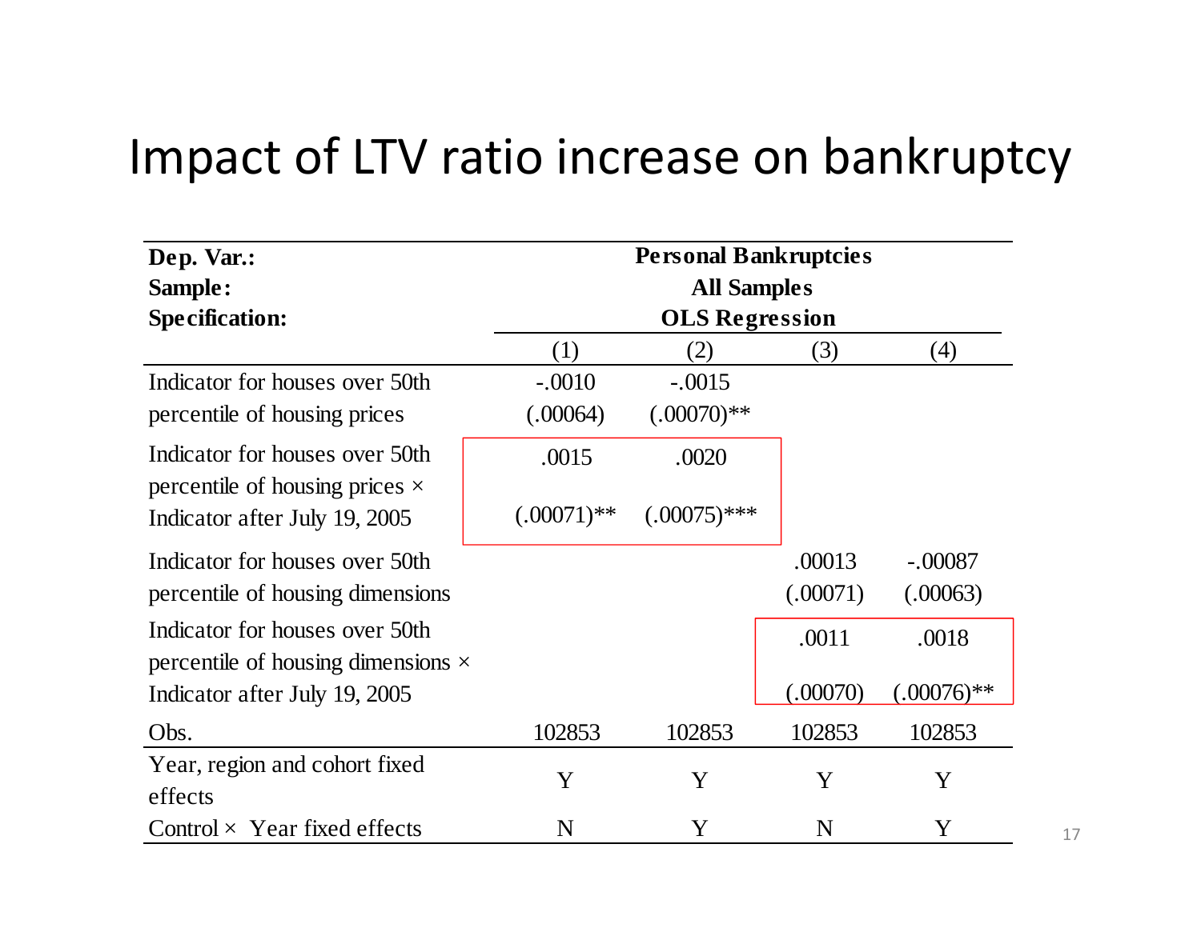# Impact of LTV ratio increase on bankruptcy

| Dep. Var.: | Personal Bankruptcies | | | |
|---|---|---|---|---|
| Sample: | All Samples | | | |
| Specification: | OLS Regression | | | |
| | (1) | (2) | (3) | (4) |
| Indicator for houses over 50th percentile of housing prices | -.0010 | -.0015 | | |
| | (.00064) | (.00070)** | | |
| Indicator for houses over 50th percentile of housing prices × Indicator after July 19, 2005 | .0015 | .0020 | | |
| | (.00071)** | (.00075)*** | | |
| Indicator for houses over 50th percentile of housing dimensions | | | .00013 | -.00087 |
| | | | (.00071) | (.00063) |
| Indicator for houses over 50th percentile of housing dimensions × Indicator after July 19, 2005 | | | .0011 | .0018 |
| | | | (.00070) | (.00076)** |
| Obs. | 102853 | 102853 | 102853 | 102853 |
| Year, region and cohort fixed effects | Y | Y | Y | Y |
| Control × Year fixed effects | N | Y | N | Y |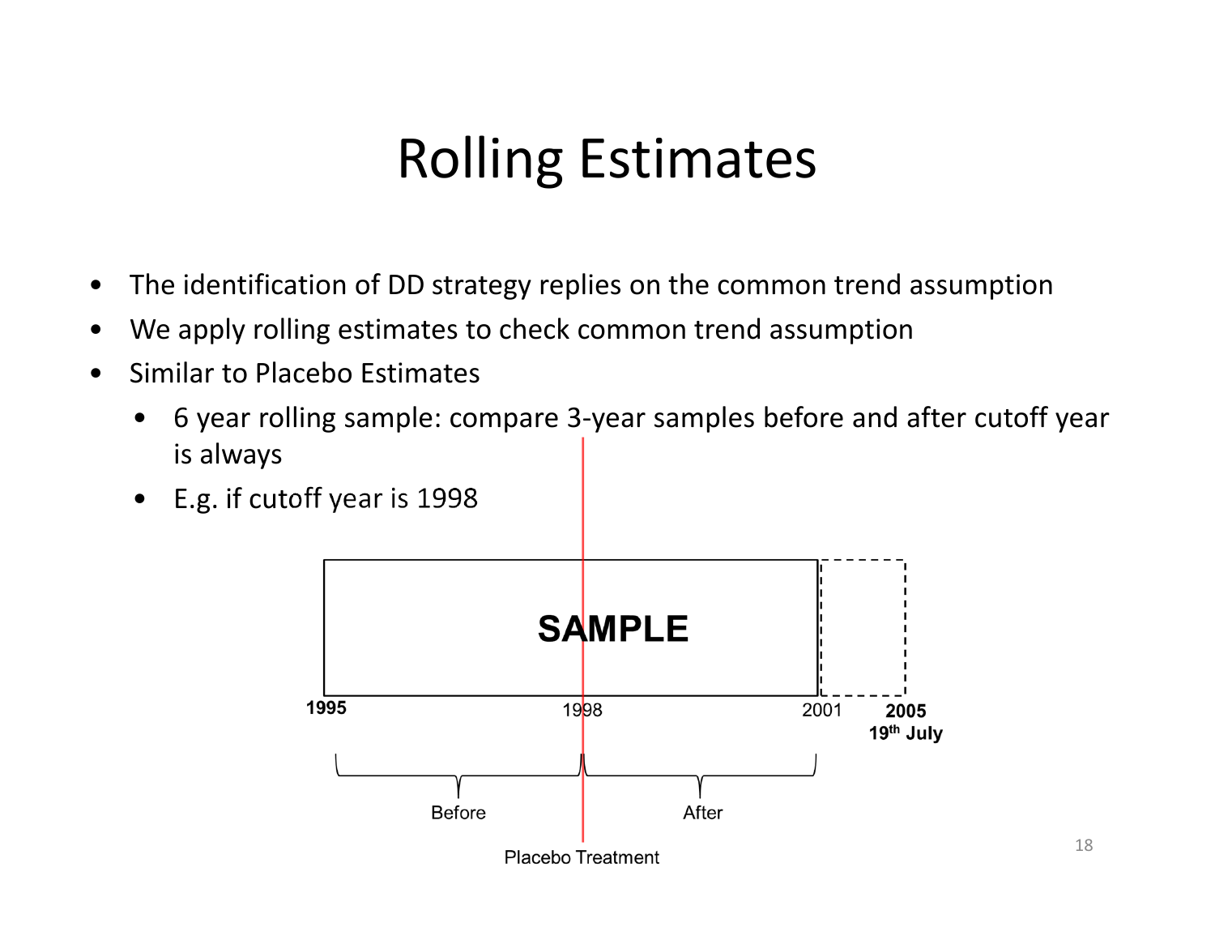# Rolling Estimates

- The identification of DD strategy replies on the common trend assumption
- We apply rolling estimates to check common trend assumption
- Similar to Placebo Estimates
  - 6 year rolling sample: compare 3-year samples before and after cutoff year is always
  - E.g. if cutoff year is 1998

SAMPLE

1995 — 1998 — 2001 — 2005 19th July

Before | After

Placebo Treatment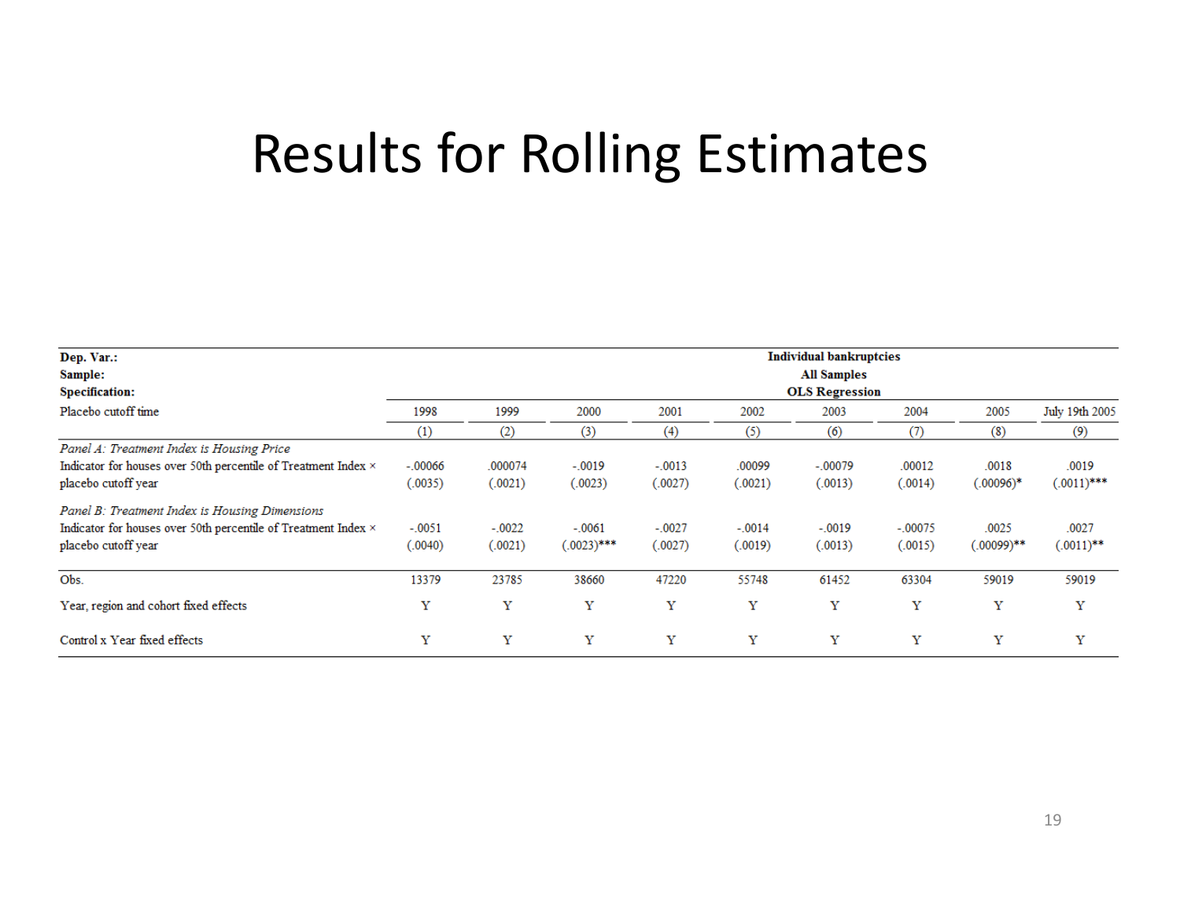# Results for Rolling Estimates

| Dep. Var.: | Individual bankruptcies | | | | | | | | |
|---|---|---|---|---|---|---|---|---|---|
| **Sample:** | **All Samples** | | | | | | | | |
| **Specification:** | **OLS Regression** | | | | | | | | |
| Placebo cutoff time | 1998 | 1999 | 2000 | 2001 | 2002 | 2003 | 2004 | 2005 | July 19th 2005 |
| | (1) | (2) | (3) | (4) | (5) | (6) | (7) | (8) | (9) |
| *Panel A: Treatment Index is Housing Price* | | | | | | | | | |
| Indicator for houses over 50th percentile of Treatment Index × placebo cutoff year | -.00066 | .000074 | -.0019 | -.0013 | .00099 | -.00079 | .00012 | .0018 | .0019 |
| | (.0035) | (.0021) | (.0023) | (.0027) | (.0021) | (.0013) | (.0014) | (.00096)* | (.0011)*** |
| *Panel B: Treatment Index is Housing Dimensions* | | | | | | | | | |
| Indicator for houses over 50th percentile of Treatment Index × placebo cutoff year | -.0051 | -.0022 | -.0061 | -.0027 | -.0014 | -.0019 | -.00075 | .0025 | .0027 |
| | (.0040) | (.0021) | (.0023)*** | (.0027) | (.0019) | (.0013) | (.0015) | (.00099)** | (.0011)** |
| Obs. | 13379 | 23785 | 38660 | 47220 | 55748 | 61452 | 63304 | 59019 | 59019 |
| Year, region and cohort fixed effects | Y | Y | Y | Y | Y | Y | Y | Y | Y |
| Control x Year fixed effects | Y | Y | Y | Y | Y | Y | Y | Y | Y |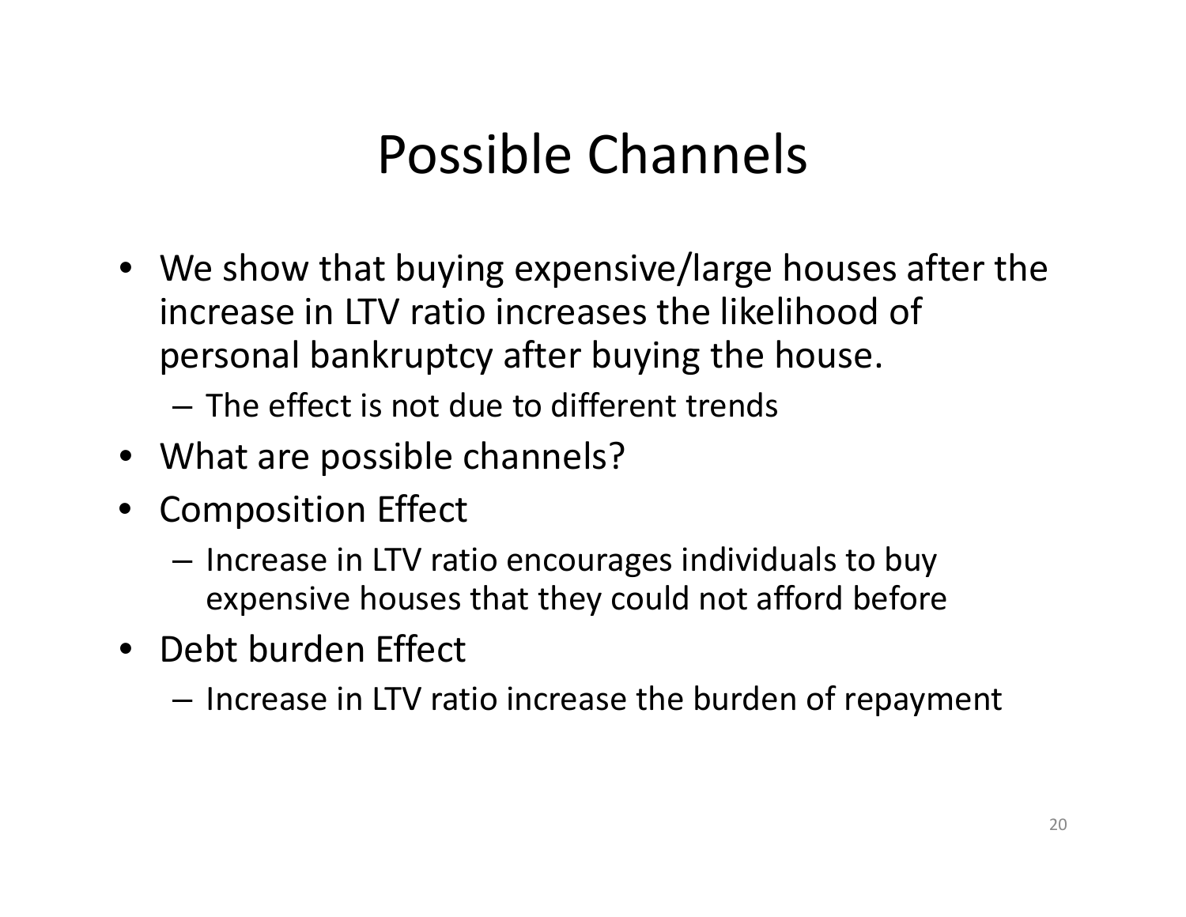# Possible Channels

- We show that buying expensive/large houses after the increase in LTV ratio increases the likelihood of personal bankruptcy after buying the house.
  - The effect is not due to different trends
- What are possible channels?
- Composition Effect
  - Increase in LTV ratio encourages individuals to buy expensive houses that they could not afford before
- Debt burden Effect
  - Increase in LTV ratio increase the burden of repayment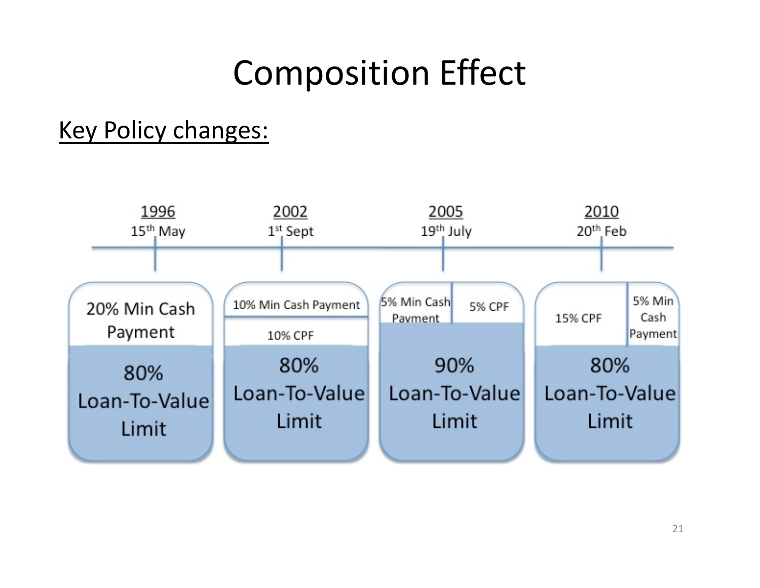# Composition Effect

<u>Key Policy changes:</u>

| | 1996 (15th May) | 2002 (1st Sept) | 2005 (19th July) | 2010 (20th Feb) |
|---|---|---|---|---|
| Min Cash Payment | 20% | 10% | 5% | 5% |
| CPF | | 10% | 5% | 15% |
| Loan-To-Value Limit | 80% | 80% | 90% | 80% |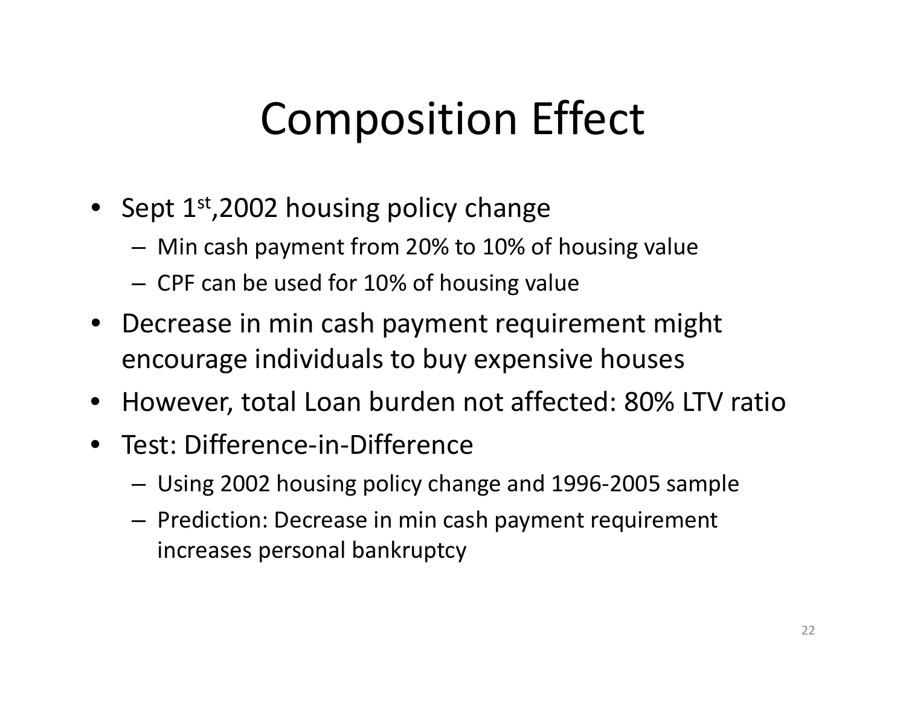# Composition Effect

- Sept 1st, 2002 housing policy change
  - Min cash payment from 20% to 10% of housing value
  - CPF can be used for 10% of housing value
- Decrease in min cash payment requirement might encourage individuals to buy expensive houses
- However, total Loan burden not affected: 80% LTV ratio
- Test: Difference-in-Difference
  - Using 2002 housing policy change and 1996-2005 sample
  - Prediction: Decrease in min cash payment requirement increases personal bankruptcy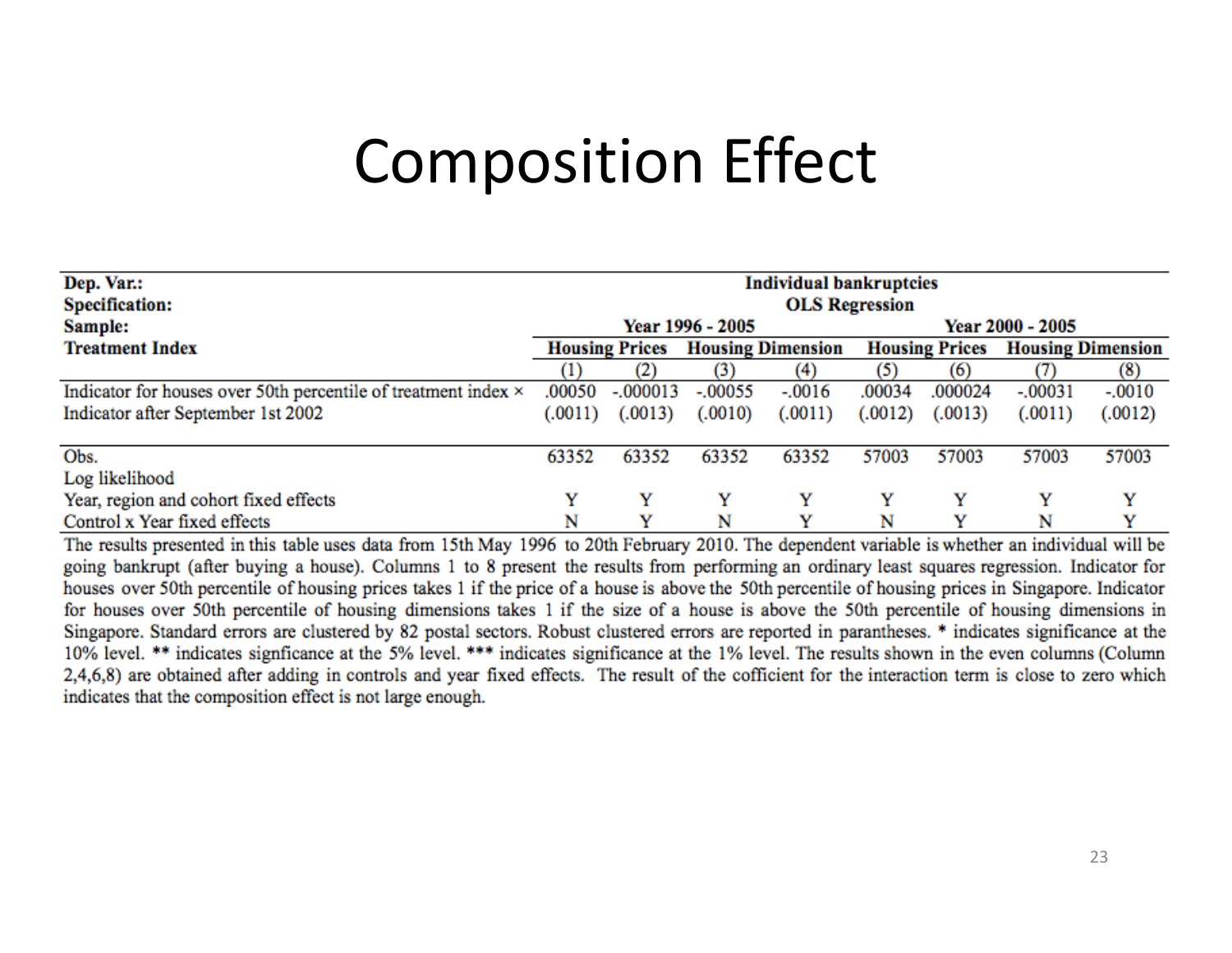# Composition Effect

| Dep. Var.: | Individual bankruptcies | | | | | | | |
|---|---|---|---|---|---|---|---|---|
| Specification: | OLS Regression | | | | | | | |
| Sample: | Year 1996 - 2005 | | | | Year 2000 - 2005 | | | |
| Treatment Index | Housing Prices | | Housing Dimension | | Housing Prices | | Housing Dimension | |
| | (1) | (2) | (3) | (4) | (5) | (6) | (7) | (8) |
| Indicator for houses over 50th percentile of treatment index × Indicator after September 1st 2002 | .00050 | -.000013 | -.00055 | -.0016 | .00034 | .000024 | -.00031 | -.0010 |
| | (.0011) | (.0013) | (.0010) | (.0011) | (.0012) | (.0013) | (.0011) | (.0012) |
| Obs. | 63352 | 63352 | 63352 | 63352 | 57003 | 57003 | 57003 | 57003 |
| Log likelihood | | | | | | | | |
| Year, region and cohort fixed effects | Y | Y | Y | Y | Y | Y | Y | Y |
| Control x Year fixed effects | N | Y | N | Y | N | Y | N | Y |

The results presented in this table uses data from 15th May 1996 to 20th February 2010. The dependent variable is whether an individual will be going bankrupt (after buying a house). Columns 1 to 8 present the results from performing an ordinary least squares regression. Indicator for houses over 50th percentile of housing prices takes 1 if the price of a house is above the 50th percentile of housing prices in Singapore. Indicator for houses over 50th percentile of housing dimensions takes 1 if the size of a house is above the 50th percentile of housing dimensions in Singapore. Standard errors are clustered by 82 postal sectors. Robust clustered errors are reported in parantheses. * indicates significance at the 10% level. ** indicates signficance at the 5% level. *** indicates significance at the 1% level. The results shown in the even columns (Column 2,4,6,8) are obtained after adding in controls and year fixed effects. The result of the cofficient for the interaction term is close to zero which indicates that the composition effect is not large enough.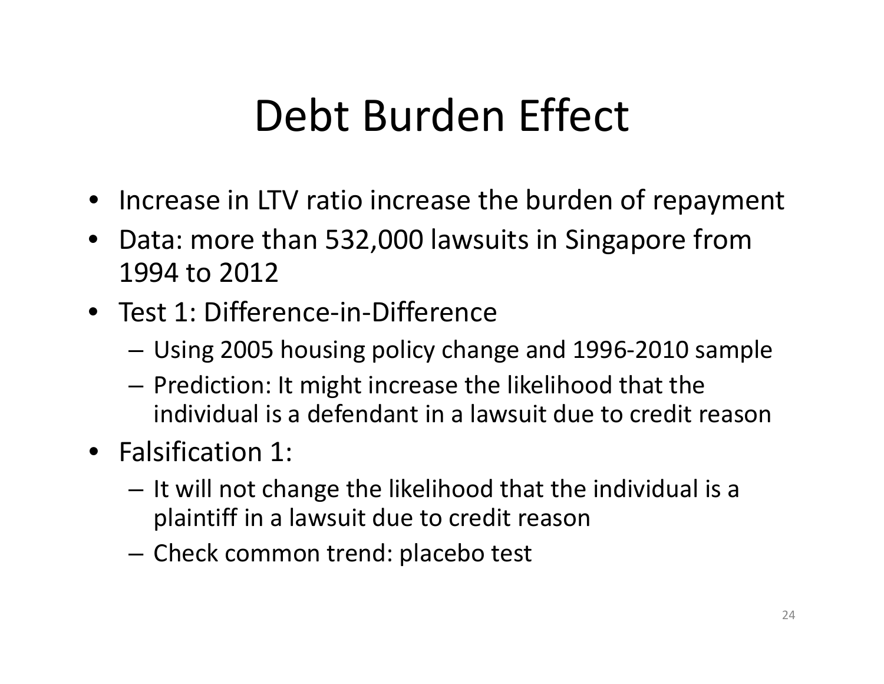# Debt Burden Effect

- Increase in LTV ratio increase the burden of repayment
- Data: more than 532,000 lawsuits in Singapore from 1994 to 2012
- Test 1: Difference-in-Difference
  - Using 2005 housing policy change and 1996-2010 sample
  - Prediction: It might increase the likelihood that the individual is a defendant in a lawsuit due to credit reason
- Falsification 1:
  - It will not change the likelihood that the individual is a plaintiff in a lawsuit due to credit reason
  - Check common trend: placebo test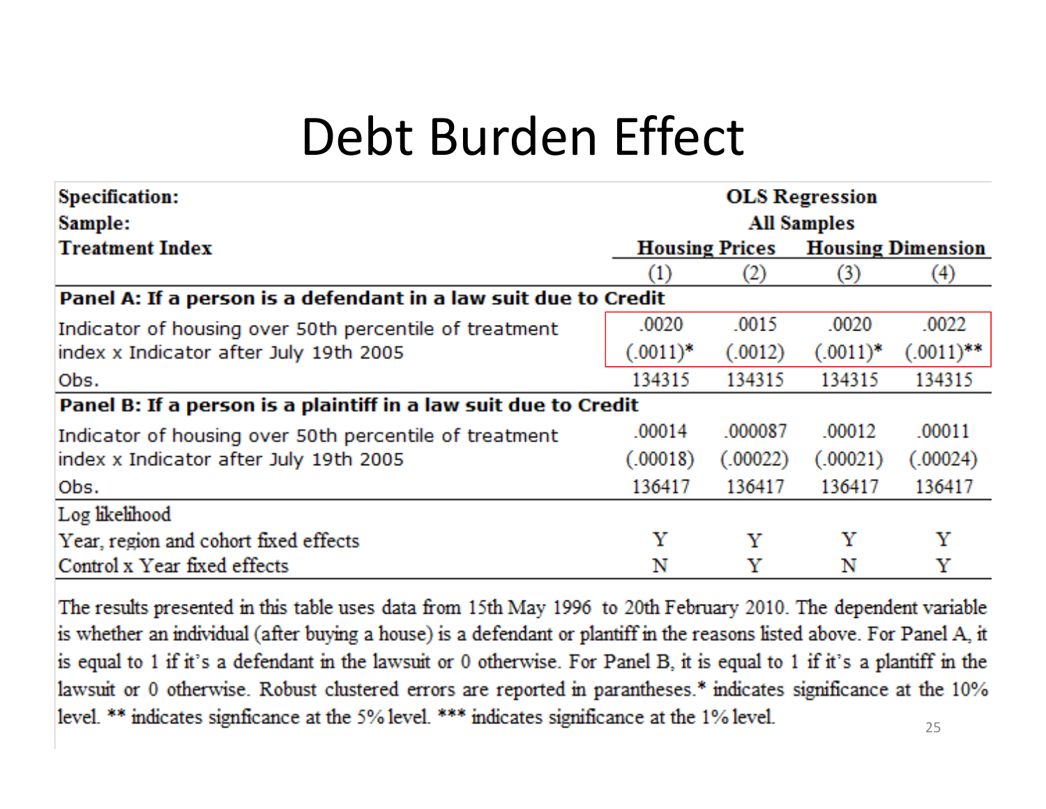# Debt Burden Effect

| Specification: | OLS Regression | | | |
|---|---|---|---|---|
| Sample: | All Samples | | | |
| Treatment Index | Housing Prices | | Housing Dimension | |
| | (1) | (2) | (3) | (4) |
| **Panel A: If a person is a defendant in a law suit due to Credit** | | | | |
| Indicator of housing over 50th percentile of treatment index x Indicator after July 19th 2005 | .0020 | .0015 | .0020 | .0022 |
| | (.0011)* | (.0012) | (.0011)* | (.0011)** |
| Obs. | 134315 | 134315 | 134315 | 134315 |
| **Panel B: If a person is a plaintiff in a law suit due to Credit** | | | | |
| Indicator of housing over 50th percentile of treatment index x Indicator after July 19th 2005 | .00014 | .000087 | .00012 | .00011 |
| | (.00018) | (.00022) | (.00021) | (.00024) |
| Obs. | 136417 | 136417 | 136417 | 136417 |
| Log likelihood | | | | |
| Year, region and cohort fixed effects | Y | Y | Y | Y |
| Control x Year fixed effects | N | Y | N | Y |

The results presented in this table uses data from 15th May 1996 to 20th February 2010. The dependent variable is whether an individual (after buying a house) is a defendant or plantiff in the reasons listed above. For Panel A, it is equal to 1 if it's a defendant in the lawsuit or 0 otherwise. For Panel B, it is equal to 1 if it's a plantiff in the lawsuit or 0 otherwise. Robust clustered errors are reported in parantheses.* indicates significance at the 10% level. ** indicates signficance at the 5% level. *** indicates significance at the 1% level.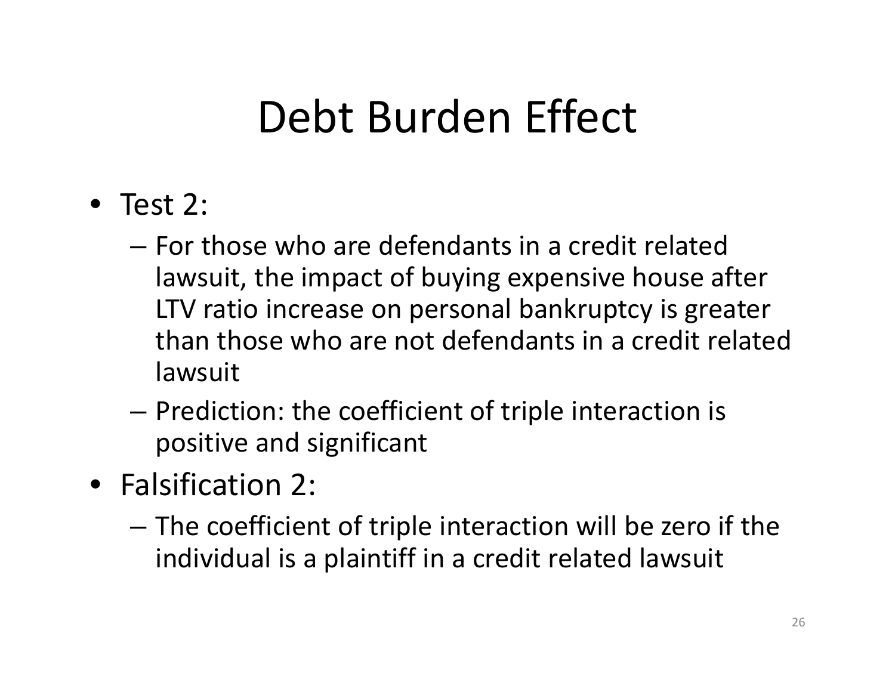# Debt Burden Effect

- Test 2:
  - For those who are defendants in a credit related lawsuit, the impact of buying expensive house after LTV ratio increase on personal bankruptcy is greater than those who are not defendants in a credit related lawsuit
  - Prediction: the coefficient of triple interaction is positive and significant
- Falsification 2:
  - The coefficient of triple interaction will be zero if the individual is a plaintiff in a credit related lawsuit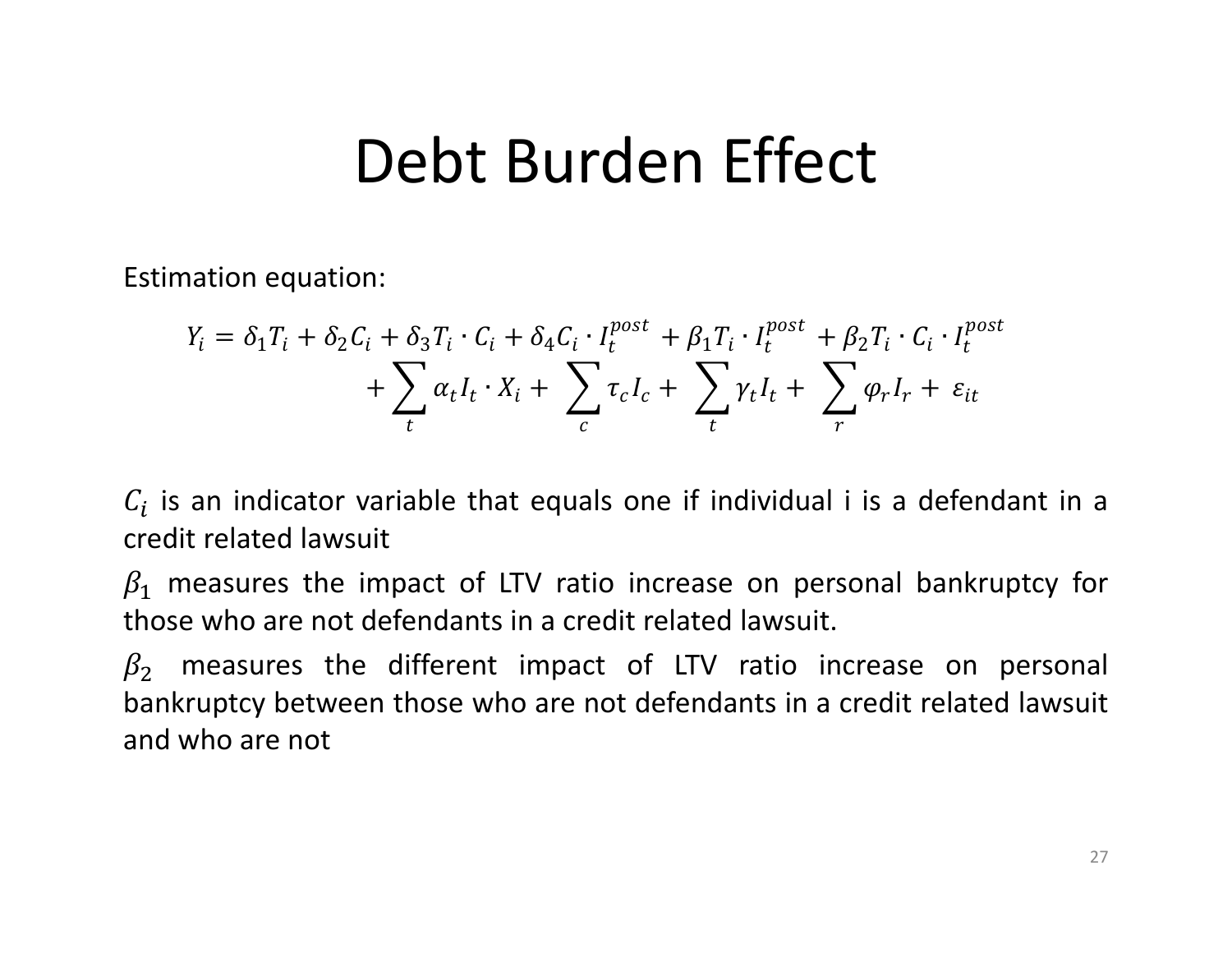# Debt Burden Effect

Estimation equation:

$$Y_i = \delta_1 T_i + \delta_2 C_i + \delta_3 T_i \cdot C_i + \delta_4 C_i \cdot I_t^{post} + \beta_1 T_i \cdot I_t^{post} + \beta_2 T_i \cdot C_i \cdot I_t^{post} + \sum_t \alpha_t I_t \cdot X_i + \sum_c \tau_c I_c + \sum_t \gamma_t I_t + \sum_r \varphi_r I_r + \varepsilon_{it}$$

$C_i$ is an indicator variable that equals one if individual i is a defendant in a credit related lawsuit

$\beta_1$ measures the impact of LTV ratio increase on personal bankruptcy for those who are not defendants in a credit related lawsuit.

$\beta_2$ measures the different impact of LTV ratio increase on personal bankruptcy between those who are not defendants in a credit related lawsuit and who are not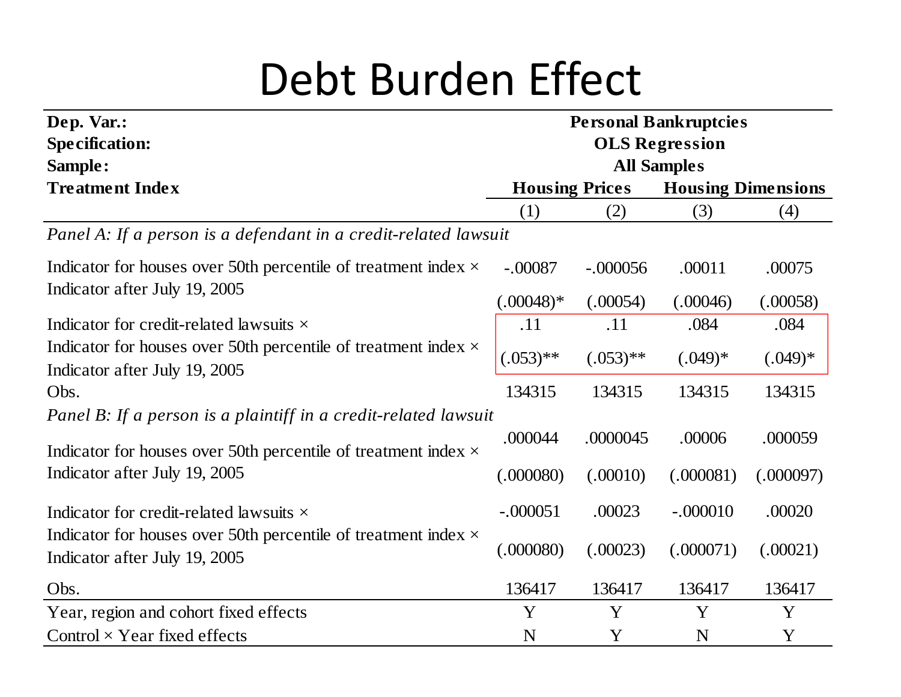# Debt Burden Effect

| Dep. Var.: | Personal Bankruptcies | | | |
|---|---|---|---|---|
| **Specification:** | **OLS Regression** | | | |
| **Sample:** | **All Samples** | | | |
| **Treatment Index** | **Housing Prices** | | **Housing Dimensions** | |
| | (1) | (2) | (3) | (4) |
| *Panel A: If a person is a defendant in a credit-related lawsuit* | | | | |
| Indicator for houses over 50th percentile of treatment index × Indicator after July 19, 2005 | -.00087 | -.000056 | .00011 | .00075 |
| | (.00048)* | (.00054) | (.00046) | (.00058) |
| Indicator for credit-related lawsuits × Indicator for houses over 50th percentile of treatment index × Indicator after July 19, 2005 | .11 | .11 | .084 | .084 |
| | (.053)** | (.053)** | (.049)* | (.049)* |
| Obs. | 134315 | 134315 | 134315 | 134315 |
| *Panel B: If a person is a plaintiff in a credit-related lawsuit* | | | | |
| Indicator for houses over 50th percentile of treatment index × Indicator after July 19, 2005 | .000044 | .0000045 | .00006 | .000059 |
| | (.000080) | (.00010) | (.000081) | (.000097) |
| Indicator for credit-related lawsuits × Indicator for houses over 50th percentile of treatment index × Indicator after July 19, 2005 | -.000051 | .00023 | -.000010 | .00020 |
| | (.000080) | (.00023) | (.000071) | (.00021) |
| Obs. | 136417 | 136417 | 136417 | 136417 |
| Year, region and cohort fixed effects | Y | Y | Y | Y |
| Control × Year fixed effects | N | Y | N | Y |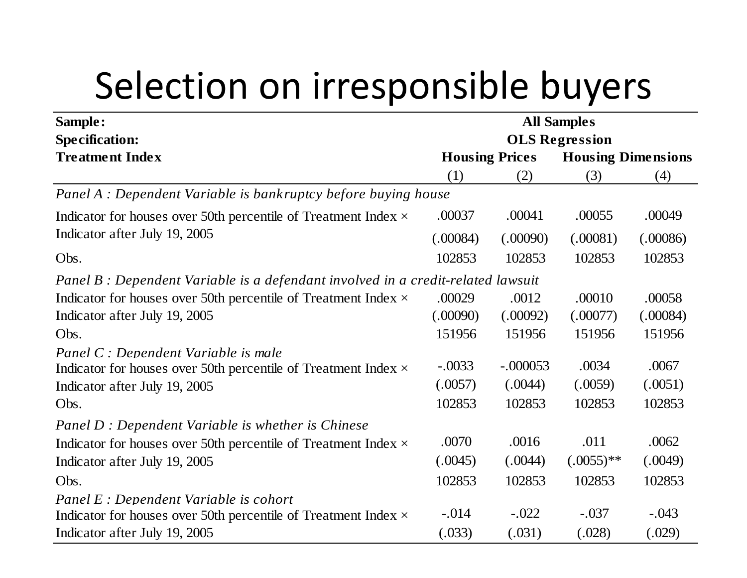# Selection on irresponsible buyers

| **Sample:** | **All Samples** | | | |
|---|---|---|---|---|
| **Specification:** | **OLS Regression** | | | |
| **Treatment Index** | **Housing Prices** | | **Housing Dimensions** | |
| | (1) | (2) | (3) | (4) |
| *Panel A : Dependent Variable is bankruptcy before buying house* | | | | |
| Indicator for houses over 50th percentile of Treatment Index × | .00037 | .00041 | .00055 | .00049 |
| Indicator after July 19, 2005 | (.00084) | (.00090) | (.00081) | (.00086) |
| Obs. | 102853 | 102853 | 102853 | 102853 |
| *Panel B : Dependent Variable is a defendant involved in a credit-related lawsuit* | | | | |
| Indicator for houses over 50th percentile of Treatment Index × | .00029 | .0012 | .00010 | .00058 |
| Indicator after July 19, 2005 | (.00090) | (.00092) | (.00077) | (.00084) |
| Obs. | 151956 | 151956 | 151956 | 151956 |
| *Panel C : Dependent Variable is male* | | | | |
| Indicator for houses over 50th percentile of Treatment Index × | -.0033 | -.000053 | .0034 | .0067 |
| Indicator after July 19, 2005 | (.0057) | (.0044) | (.0059) | (.0051) |
| Obs. | 102853 | 102853 | 102853 | 102853 |
| *Panel D : Dependent Variable is whether is Chinese* | | | | |
| Indicator for houses over 50th percentile of Treatment Index × | .0070 | .0016 | .011 | .0062 |
| Indicator after July 19, 2005 | (.0045) | (.0044) | (.0055)** | (.0049) |
| Obs. | 102853 | 102853 | 102853 | 102853 |
| *Panel E : Dependent Variable is cohort* | | | | |
| Indicator for houses over 50th percentile of Treatment Index × | -.014 | -.022 | -.037 | -.043 |
| Indicator after July 19, 2005 | (.033) | (.031) | (.028) | (.029) |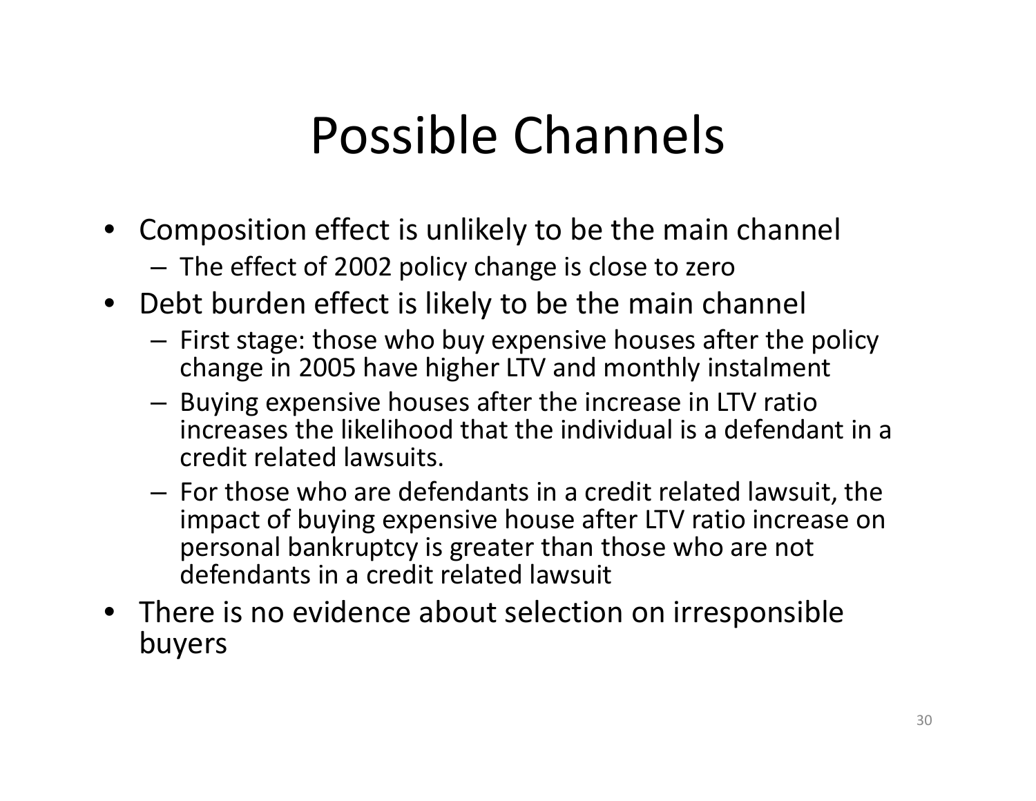# Possible Channels

- Composition effect is unlikely to be the main channel
  - The effect of 2002 policy change is close to zero
- Debt burden effect is likely to be the main channel
  - First stage: those who buy expensive houses after the policy change in 2005 have higher LTV and monthly instalment
  - Buying expensive houses after the increase in LTV ratio increases the likelihood that the individual is a defendant in a credit related lawsuits.
  - For those who are defendants in a credit related lawsuit, the impact of buying expensive house after LTV ratio increase on personal bankruptcy is greater than those who are not defendants in a credit related lawsuit
- There is no evidence about selection on irresponsible buyers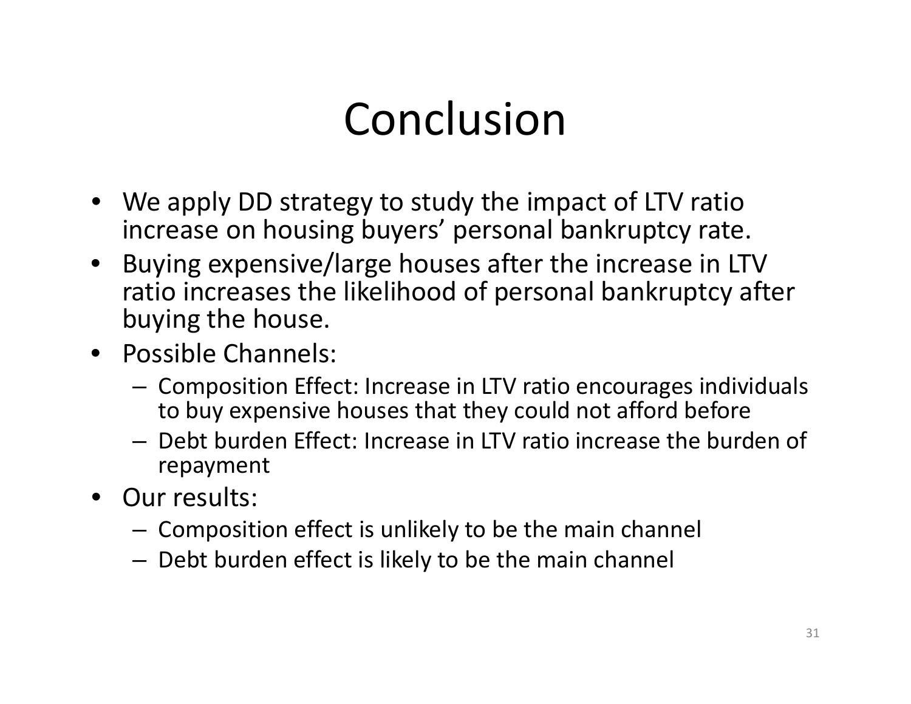# Conclusion

- We apply DD strategy to study the impact of LTV ratio increase on housing buyers' personal bankruptcy rate.
- Buying expensive/large houses after the increase in LTV ratio increases the likelihood of personal bankruptcy after buying the house.
- Possible Channels:
  - Composition Effect: Increase in LTV ratio encourages individuals to buy expensive houses that they could not afford before
  - Debt burden Effect: Increase in LTV ratio increase the burden of repayment
- Our results:
  - Composition effect is unlikely to be the main channel
  - Debt burden effect is likely to be the main channel